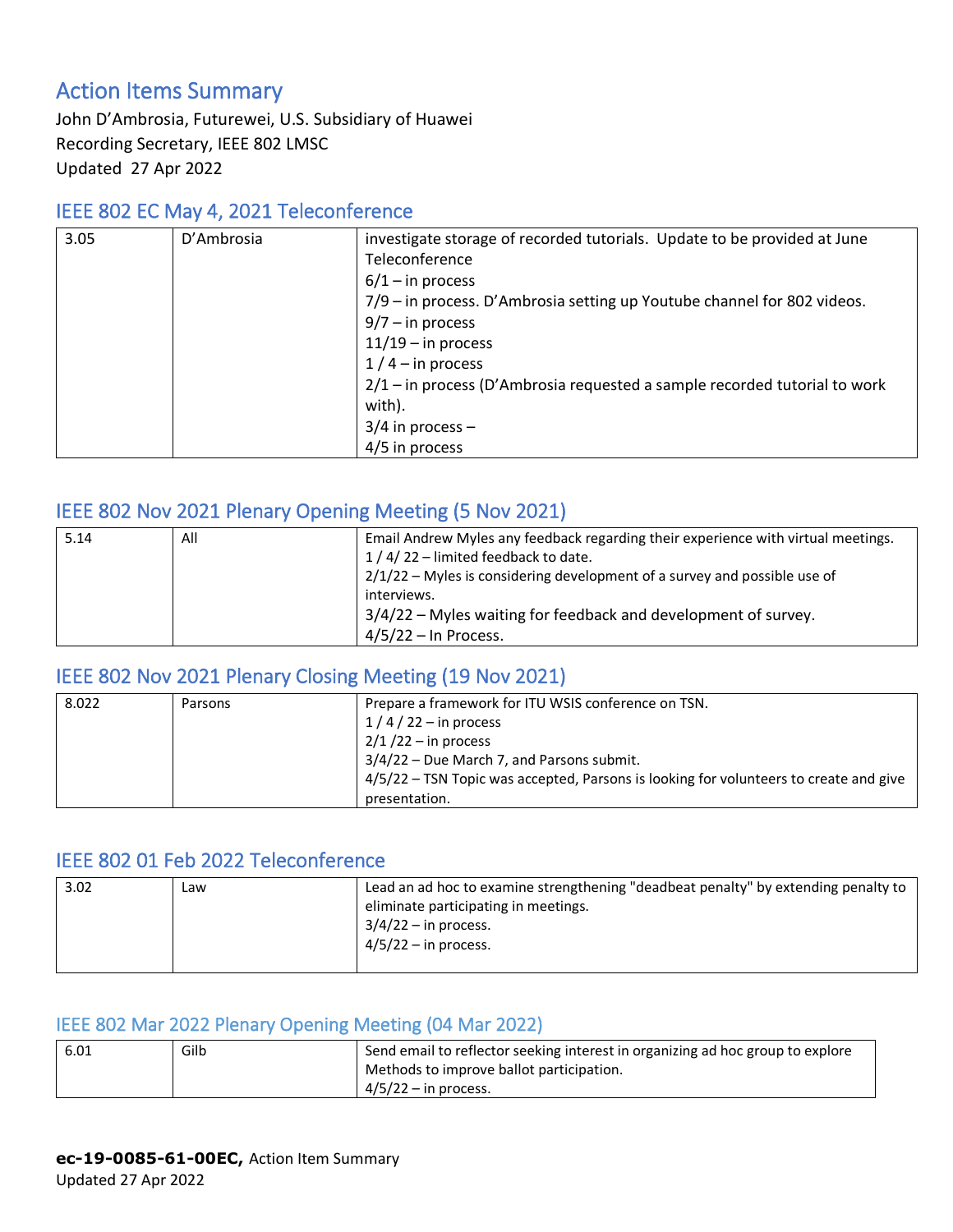# Action Items Summary

John D'Ambrosia, Futurewei, U.S. Subsidiary of Huawei
Recording Secretary, IEEE 802 LMSC
Updated 27 Apr 2022

## IEEE 802 EC May 4, 2021 Teleconference

| | | |
|---|---|---|
| 3.05 | D'Ambrosia | investigate storage of recorded tutorials. Update to be provided at June Teleconference<br>6/1 – in process<br>7/9 – in process. D'Ambrosia setting up Youtube channel for 802 videos.<br>9/7 – in process<br>11/19 – in process<br>1 / 4 – in process<br>2/1 – in process (D'Ambrosia requested a sample recorded tutorial to work with).<br>3/4 in process –<br>4/5 in process |

## IEEE 802 Nov 2021 Plenary Opening Meeting (5 Nov 2021)

| | | |
|---|---|---|
| 5.14 | All | Email Andrew Myles any feedback regarding their experience with virtual meetings.<br>1 / 4/ 22 – limited feedback to date.<br>2/1/22 – Myles is considering development of a survey and possible use of interviews.<br>3/4/22 – Myles waiting for feedback and development of survey.<br>4/5/22 – In Process. |

## IEEE 802 Nov 2021 Plenary Closing Meeting (19 Nov 2021)

| | | |
|---|---|---|
| 8.022 | Parsons | Prepare a framework for ITU WSIS conference on TSN.<br>1 / 4 / 22 – in process<br>2/1 /22 – in process<br>3/4/22 – Due March 7, and Parsons submit.<br>4/5/22 – TSN Topic was accepted, Parsons is looking for volunteers to create and give presentation. |

## IEEE 802 01 Feb 2022 Teleconference

| | | |
|---|---|---|
| 3.02 | Law | Lead an ad hoc to examine strengthening "deadbeat penalty" by extending penalty to eliminate participating in meetings.<br>3/4/22 – in process.<br>4/5/22 – in process. |

## IEEE 802 Mar 2022 Plenary Opening Meeting (04 Mar 2022)

| | | |
|---|---|---|
| 6.01 | Gilb | Send email to reflector seeking interest in organizing ad hoc group to explore Methods to improve ballot participation.<br>4/5/22 – in process. |

**ec-19-0085-61-00EC,** Action Item Summary
Updated 27 Apr 2022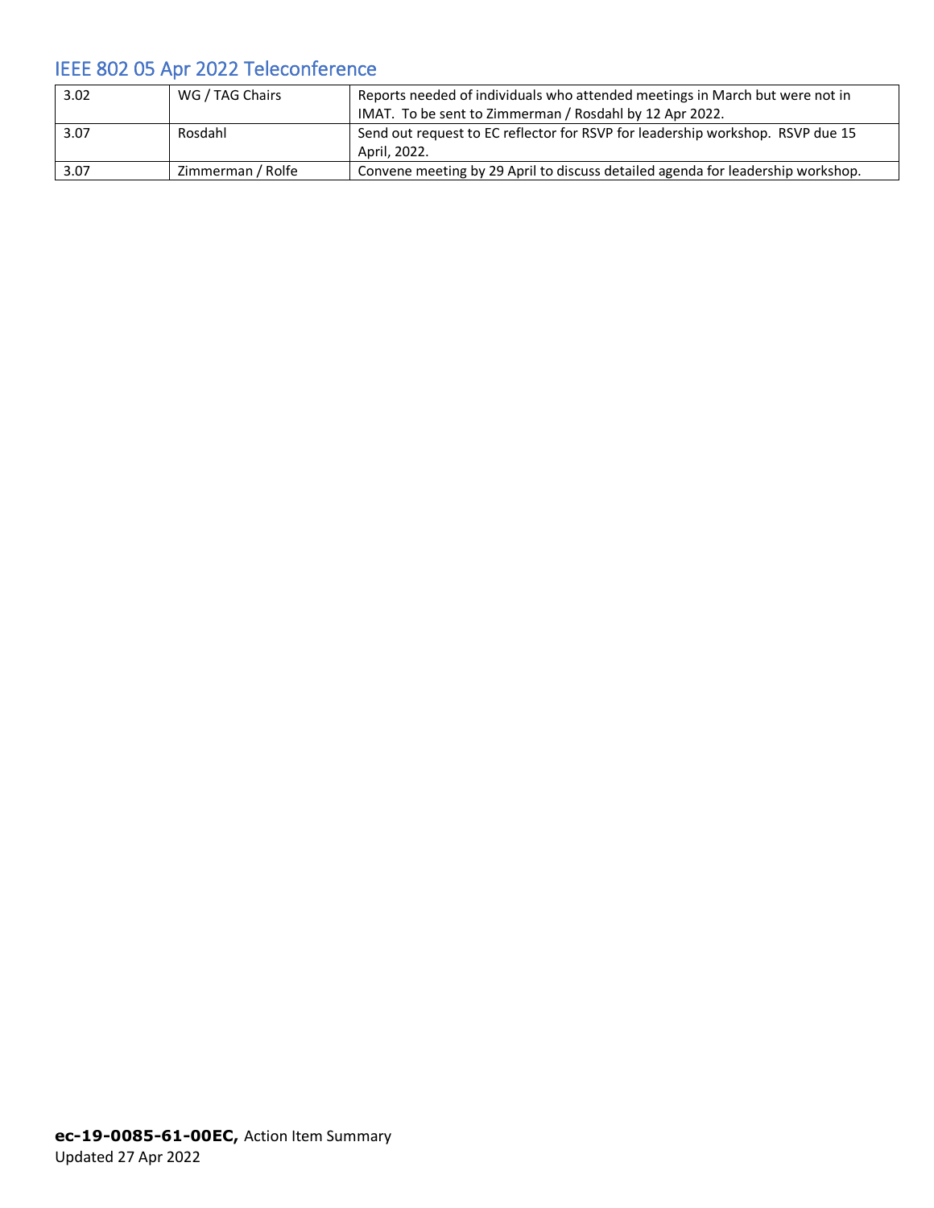## IEEE 802 05 Apr 2022 Teleconference

| | | |
|---|---|---|
| 3.02 | WG / TAG Chairs | Reports needed of individuals who attended meetings in March but were not in IMAT. To be sent to Zimmerman / Rosdahl by 12 Apr 2022. |
| 3.07 | Rosdahl | Send out request to EC reflector for RSVP for leadership workshop. RSVP due 15 April, 2022. |
| 3.07 | Zimmerman / Rolfe | Convene meeting by 29 April to discuss detailed agenda for leadership workshop. |